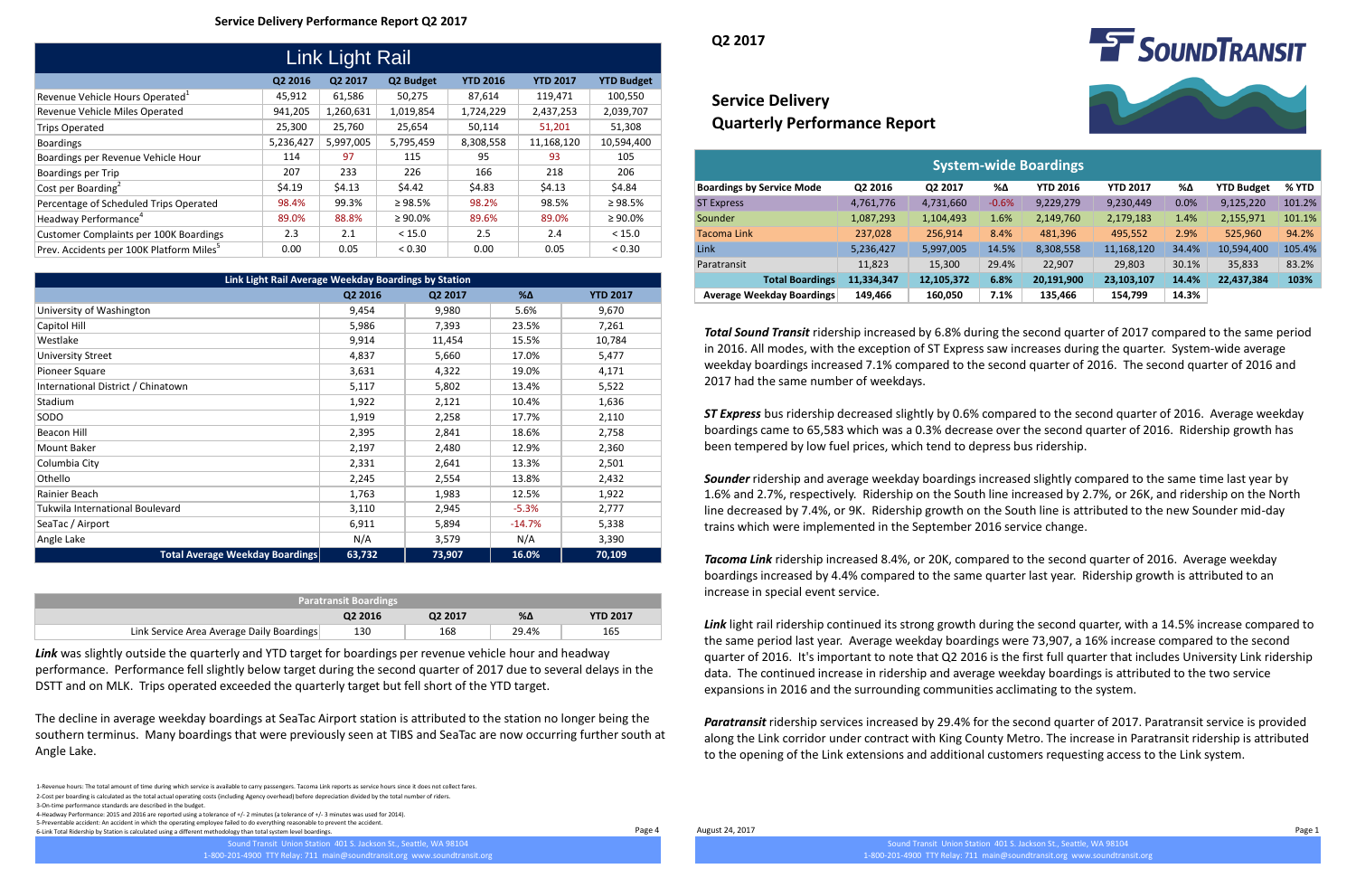## Service Delivery Performance Report Q2 2017

### Link Light Rail

| | Q2 2016 | Q2 2017 | Q2 Budget | YTD 2016 | YTD 2017 | YTD Budget |
|---|---|---|---|---|---|---|
| Revenue Vehicle Hours Operated[1] | 45,912 | 61,586 | 50,275 | 87,614 | 119,471 | 100,550 |
| Revenue Vehicle Miles Operated | 941,205 | 1,260,631 | 1,019,854 | 1,724,229 | 2,437,253 | 2,039,707 |
| Trips Operated | 25,300 | 25,760 | 25,654 | 50,114 | 51,201 | 51,308 |
| Boardings | 5,236,427 | 5,997,005 | 5,795,459 | 8,308,558 | 11,168,120 | 10,594,400 |
| Boardings per Revenue Vehicle Hour | 114 | 97 | 115 | 95 | 93 | 105 |
| Boardings per Trip | 207 | 233 | 226 | 166 | 218 | 206 |
| Cost per Boarding[2] | $4.19 | $4.13 | $4.42 | $4.83 | $4.13 | $4.84 |
| Percentage of Scheduled Trips Operated | 98.4% | 99.3% | ≥ 98.5% | 98.2% | 98.5% | ≥ 98.5% |
| Headway Performance[4] | 89.0% | 88.8% | ≥ 90.0% | 89.6% | 89.0% | ≥ 90.0% |
| Customer Complaints per 100K Boardings | 2.3 | 2.1 | < 15.0 | 2.5 | 2.4 | < 15.0 |
| Prev. Accidents per 100K Platform Miles[5] | 0.00 | 0.05 | < 0.30 | 0.00 | 0.05 | < 0.30 |

### Link Light Rail Average Weekday Boardings by Station

| | Q2 2016 | Q2 2017 | %Δ | YTD 2017 |
|---|---|---|---|---|
| University of Washington | 9,454 | 9,980 | 5.6% | 9,670 |
| Capitol Hill | 5,986 | 7,393 | 23.5% | 7,261 |
| Westlake | 9,914 | 11,454 | 15.5% | 10,784 |
| University Street | 4,837 | 5,660 | 17.0% | 5,477 |
| Pioneer Square | 3,631 | 4,322 | 19.0% | 4,171 |
| International District / Chinatown | 5,117 | 5,802 | 13.4% | 5,522 |
| Stadium | 1,922 | 2,121 | 10.4% | 1,636 |
| SODO | 1,919 | 2,258 | 17.7% | 2,110 |
| Beacon Hill | 2,395 | 2,841 | 18.6% | 2,758 |
| Mount Baker | 2,197 | 2,480 | 12.9% | 2,360 |
| Columbia City | 2,331 | 2,641 | 13.3% | 2,501 |
| Othello | 2,245 | 2,554 | 13.8% | 2,432 |
| Rainier Beach | 1,763 | 1,983 | 12.5% | 1,922 |
| Tukwila International Boulevard | 3,110 | 2,945 | -5.3% | 2,777 |
| SeaTac / Airport | 6,911 | 5,894 | -14.7% | 5,338 |
| Angle Lake | N/A | 3,579 | N/A | 3,390 |
| **Total Average Weekday Boardings** | **63,732** | **73,907** | **16.0%** | **70,109** |

### Paratransit Boardings

| | Q2 2016 | Q2 2017 | %Δ | YTD 2017 |
|---|---|---|---|---|
| Link Service Area Average Daily Boardings | 130 | 168 | 29.4% | 165 |

***Link*** was slightly outside the quarterly and YTD target for boardings per revenue vehicle hour and headway performance. Performance fell slightly below target during the second quarter of 2017 due to several delays in the DSTT and on MLK. Trips operated exceeded the quarterly target but fell short of the YTD target.

The decline in average weekday boardings at SeaTac Airport station is attributed to the station no longer being the southern terminus. Many boardings that were previously seen at TIBS and SeaTac are now occurring further south at Angle Lake.

1-Revenue hours: The total amount of time during which service is available to carry passengers. Tacoma Link reports as service hours since it does not collect fares.
2-Cost per boarding is calculated as the total actual operating costs (including Agency overhead) before depreciation divided by the total number of riders.
3-On-time performance standards are described in the budget.
4-Headway Performance: 2015 and 2016 are reported using a tolerance of +/- 2 minutes (a tolerance of +/- 3 minutes was used for 2014).
5-Preventable accident: An accident in which the operating employee failed to do everything reasonable to prevent the accident.
6-Link Total Ridership by Station is calculated using a different methodology than total system level boardings.

# Q2 2017

## Service Delivery Quarterly Performance Report

### System-wide Boardings

| Boardings by Service Mode | Q2 2016 | Q2 2017 | %Δ | YTD 2016 | YTD 2017 | %Δ | YTD Budget | % YTD |
|---|---|---|---|---|---|---|---|---|
| ST Express | 4,761,776 | 4,731,660 | -0.6% | 9,229,279 | 9,230,449 | 0.0% | 9,125,220 | 101.2% |
| Sounder | 1,087,293 | 1,104,493 | 1.6% | 2,149,760 | 2,179,183 | 1.4% | 2,155,971 | 101.1% |
| Tacoma Link | 237,028 | 256,914 | 8.4% | 481,396 | 495,552 | 2.9% | 525,960 | 94.2% |
| Link | 5,236,427 | 5,997,005 | 14.5% | 8,308,558 | 11,168,120 | 34.4% | 10,594,400 | 105.4% |
| Paratransit | 11,823 | 15,300 | 29.4% | 22,907 | 29,803 | 30.1% | 35,833 | 83.2% |
| **Total Boardings** | **11,334,347** | **12,105,372** | **6.8%** | **20,191,900** | **23,103,107** | **14.4%** | **22,437,384** | **103%** |
| **Average Weekday Boardings** | **149,466** | **160,050** | **7.1%** | **135,466** | **154,799** | **14.3%** | | |

***Total Sound Transit*** ridership increased by 6.8% during the second quarter of 2017 compared to the same period in 2016. All modes, with the exception of ST Express saw increases during the quarter. System-wide average weekday boardings increased 7.1% compared to the second quarter of 2016. The second quarter of 2016 and 2017 had the same number of weekdays.

***ST Express*** bus ridership decreased slightly by 0.6% compared to the second quarter of 2016. Average weekday boardings came to 65,583 which was a 0.3% decrease over the second quarter of 2016. Ridership growth has been tempered by low fuel prices, which tend to depress bus ridership.

***Sounder*** ridership and average weekday boardings increased slightly compared to the same time last year by 1.6% and 2.7%, respectively. Ridership on the South line increased by 2.7%, or 26K, and ridership on the North line decreased by 7.4%, or 9K. Ridership growth on the South line is attributed to the new Sounder mid-day trains which were implemented in the September 2016 service change.

***Tacoma Link*** ridership increased 8.4%, or 20K, compared to the second quarter of 2016. Average weekday boardings increased by 4.4% compared to the same quarter last year. Ridership growth is attributed to an increase in special event service.

***Link*** light rail ridership continued its strong growth during the second quarter, with a 14.5% increase compared to the same period last year. Average weekday boardings were 73,907, a 16% increase compared to the second quarter of 2016. It's important to note that Q2 2016 is the first full quarter that includes University Link ridership data. The continued increase in ridership and average weekday boardings is attributed to the two service expansions in 2016 and the surrounding communities acclimating to the system.

***Paratransit*** ridership services increased by 29.4% for the second quarter of 2017. Paratransit service is provided along the Link corridor under contract with King County Metro. The increase in Paratransit ridership is attributed to the opening of the Link extensions and additional customers requesting access to the Link system.

August 24, 2017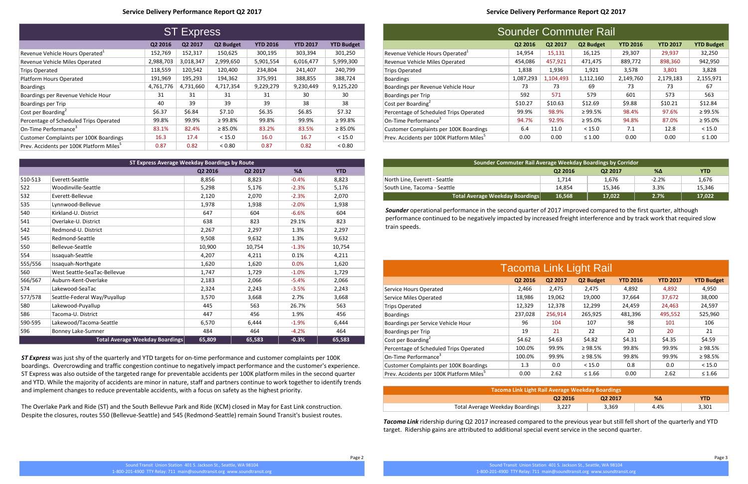# Service Delivery Performance Report Q2 2017

## ST Express

| | Q2 2016 | Q2 2017 | Q2 Budget | YTD 2016 | YTD 2017 | YTD Budget |
|---|---|---|---|---|---|---|
| Revenue Vehicle Hours Operated[1] | 152,769 | 152,317 | 150,625 | 300,195 | 303,394 | 301,250 |
| Revenue Vehicle Miles Operated | 2,988,703 | 3,018,347 | 2,999,650 | 5,901,554 | 6,016,477 | 5,999,300 |
| Trips Operated | 118,559 | 120,542 | 120,400 | 234,804 | 241,407 | 240,799 |
| Platform Hours Operated | 191,969 | 195,293 | 194,362 | 375,991 | 388,855 | 388,724 |
| Boardings | 4,761,776 | 4,731,660 | 4,717,354 | 9,229,279 | 9,230,449 | 9,125,220 |
| Boardings per Revenue Vehicle Hour | 31 | 31 | 31 | 31 | 30 | 30 |
| Boardings per Trip | 40 | 39 | 39 | 39 | 38 | 38 |
| Cost per Boarding[2] | $6.37 | $6.84 | $7.10 | $6.35 | $6.85 | $7.32 |
| Percentage of Scheduled Trips Operated | 99.8% | 99.9% | ≥ 99.8% | 99.8% | 99.9% | ≥ 99.8% |
| On-Time Performance[3] | 83.1% | 82.4% | ≥ 85.0% | 83.2% | 83.5% | ≥ 85.0% |
| Customer Complaints per 100K Boardings | 16.3 | 17.4 | < 15.0 | 16.0 | 16.7 | < 15.0 |
| Prev. Accidents per 100K Platform Miles[5] | 0.87 | 0.82 | < 0.80 | 0.87 | 0.82 | < 0.80 |

### ST Express Average Weekday Boardings by Route

| | | Q2 2016 | Q2 2017 | %Δ | YTD |
|---|---|---|---|---|---|
| 510-513 | Everett-Seattle | 8,856 | 8,823 | -0.4% | 8,823 |
| 522 | Woodinville-Seattle | 5,298 | 5,176 | -2.3% | 5,176 |
| 532 | Everett-Bellevue | 2,120 | 2,070 | -2.3% | 2,070 |
| 535 | Lynnwood-Bellevue | 1,978 | 1,938 | -2.0% | 1,938 |
| 540 | Kirkland-U. District | 647 | 604 | -6.6% | 604 |
| 541 | Overlake-U. District | 638 | 823 | 29.1% | 823 |
| 542 | Redmond-U. District | 2,267 | 2,297 | 1.3% | 2,297 |
| 545 | Redmond-Seattle | 9,508 | 9,632 | 1.3% | 9,632 |
| 550 | Bellevue-Seattle | 10,900 | 10,754 | -1.3% | 10,754 |
| 554 | Issaquah-Seattle | 4,207 | 4,211 | 0.1% | 4,211 |
| 555/556 | Issaquah-Northgate | 1,620 | 1,620 | 0.0% | 1,620 |
| 560 | West Seattle-SeaTac-Bellevue | 1,747 | 1,729 | -1.0% | 1,729 |
| 566/567 | Auburn-Kent-Overlake | 2,183 | 2,066 | -5.4% | 2,066 |
| 574 | Lakewood-SeaTac | 2,324 | 2,243 | -3.5% | 2,243 |
| 577/578 | Seattle-Federal Way/Puyallup | 3,570 | 3,668 | 2.7% | 3,668 |
| 580 | Lakewood-Puyallup | 445 | 563 | 26.7% | 563 |
| 586 | Tacoma-U. District | 447 | 456 | 1.9% | 456 |
| 590-595 | Lakewood/Tacoma-Seattle | 6,570 | 6,444 | -1.9% | 6,444 |
| 596 | Bonney Lake-Sumner | 484 | 464 | -4.2% | 464 |
| | **Total Average Weekday Boardings** | **65,809** | **65,583** | **-0.3%** | **65,583** |

***ST Express*** was just shy of the quarterly and YTD targets for on-time performance and customer complaints per 100K boardings. Overcrowding and traffic congestion continue to negatively impact performance and the customer's experience. ST Express was also outside of the targeted range for preventable accidents per 100K platform miles in the second quarter and YTD. While the majority of accidents are minor in nature, staff and partners continue to work together to identify trends and implement changes to reduce preventable accidents, with a focus on safety as the highest priority.

The Overlake Park and Ride (ST) and the South Bellevue Park and Ride (KCM) closed in May for East Link construction. Despite the closures, routes 550 (Bellevue-Seattle) and 545 (Redmond-Seattle) remain Sound Transit's busiest routes.

## Sounder Commuter Rail

| | Q2 2016 | Q2 2017 | Q2 Budget | YTD 2016 | YTD 2017 | YTD Budget |
|---|---|---|---|---|---|---|
| Revenue Vehicle Hours Operated[1] | 14,954 | 15,131 | 16,125 | 29,307 | 29,937 | 32,250 |
| Revenue Vehicle Miles Operated | 454,086 | 457,921 | 471,475 | 889,772 | 898,360 | 942,950 |
| Trips Operated | 1,838 | 1,936 | 1,921 | 3,578 | 3,801 | 3,828 |
| Boardings | 1,087,293 | 1,104,493 | 1,112,160 | 2,149,760 | 2,179,183 | 2,155,971 |
| Boardings per Revenue Vehicle Hour | 73 | 73 | 69 | 73 | 73 | 67 |
| Boardings per Trip | 592 | 571 | 579 | 601 | 573 | 563 |
| Cost per Boarding[2] | $10.27 | $10.63 | $12.69 | $9.88 | $10.21 | $12.84 |
| Percentage of Scheduled Trips Operated | 99.9% | 98.9% | ≥ 99.5% | 98.4% | 97.6% | ≥ 99.5% |
| On-Time Performance[3] | 94.7% | 92.9% | ≥ 95.0% | 94.8% | 87.0% | ≥ 95.0% |
| Customer Complaints per 100K Boardings | 6.4 | 11.0 | < 15.0 | 7.1 | 12.8 | < 15.0 |
| Prev. Accidents per 100K Platform Miles[5] | 0.00 | 0.00 | ≤ 1.00 | 0.00 | 0.00 | ≤ 1.00 |

### Sounder Commuter Rail Average Weekday Boardings by Corridor

| | Q2 2016 | Q2 2017 | %Δ | YTD |
|---|---|---|---|---|
| North Line, Everett - Seattle | 1,714 | 1,676 | -2.2% | 1,676 |
| South Line, Tacoma - Seattle | 14,854 | 15,346 | 3.3% | 15,346 |
| **Total Average Weekday Boardings** | **16,568** | **17,022** | **2.7%** | **17,022** |

***Sounder*** operational performance in the second quarter of 2017 improved compared to the first quarter, although performance continued to be negatively impacted by increased freight interference and by track work that required slow train speeds.

## Tacoma Link Light Rail

| | Q2 2016 | Q2 2017 | Q2 Budget | YTD 2016 | YTD 2017 | YTD Budget |
|---|---|---|---|---|---|---|
| Service Hours Operated | 2,466 | 2,475 | 2,475 | 4,892 | 4,892 | 4,950 |
| Service Miles Operated | 18,986 | 19,062 | 19,000 | 37,664 | 37,672 | 38,000 |
| Trips Operated | 12,329 | 12,378 | 12,299 | 24,459 | 24,463 | 24,597 |
| Boardings | 237,028 | 256,914 | 265,925 | 481,396 | 495,552 | 525,960 |
| Boardings per Service Vehicle Hour | 96 | 104 | 107 | 98 | 101 | 106 |
| Boardings per Trip | 19 | 21 | 22 | 20 | 20 | 21 |
| Cost per Boarding[2] | $4.62 | $4.63 | $4.82 | $4.31 | $4.35 | $4.59 |
| Percentage of Scheduled Trips Operated | 100.0% | 99.9% | ≥ 98.5% | 99.8% | 99.9% | ≥ 98.5% |
| On-Time Performance[3] | 100.0% | 99.9% | ≥ 98.5% | 99.8% | 99.9% | ≥ 98.5% |
| Customer Complaints per 100K Boardings | 1.3 | 0.0 | < 15.0 | 0.8 | 0.0 | < 15.0 |
| Prev. Accidents per 100K Platform Miles[5] | 0.00 | 2.62 | ≤ 1.66 | 0.00 | 2.62 | ≤ 1.66 |

### Tacoma Link Light Rail Average Weekday Boardings

| | Q2 2016 | Q2 2017 | %Δ | YTD |
|---|---|---|---|---|
| Total Average Weekday Boardings | 3,227 | 3,369 | 4.4% | 3,301 |

***Tacoma Link*** ridership during Q2 2017 increased compared to the previous year but still fell short of the quarterly and YTD target. Ridership gains are attributed to additional special event service in the second quarter.

Sound Transit Union Station 401 S. Jackson St., Seattle, WA 98104
1-800-201-4900 TTY Relay: 711 main@soundtransit.org www.soundtransit.org